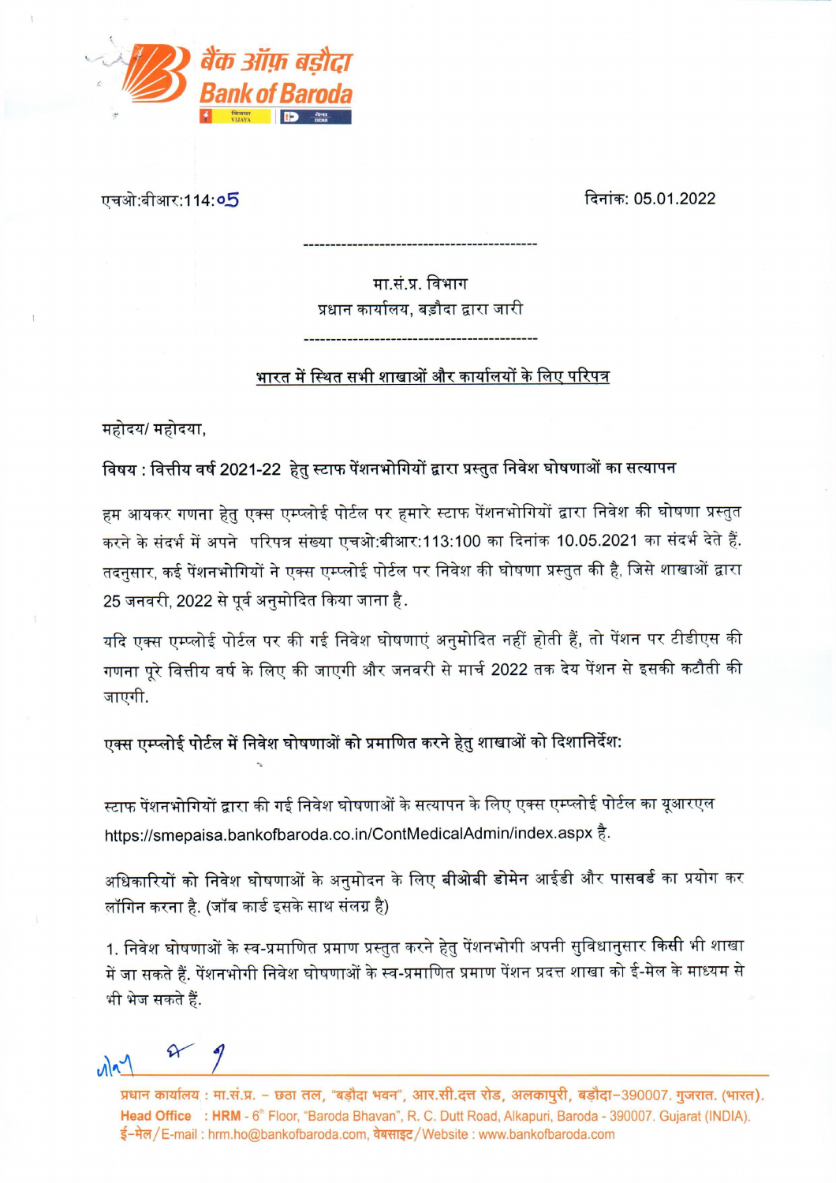बैंक ऑफ़ बड़ौदा
Bank of Baroda

एचओ:बीआर:114:05 दिनांक: 05.01.2022

---

मा.सं.प्र. विभाग
प्रधान कार्यालय, बड़ौदा द्वारा जारी

---

भारत में स्थित सभी शाखाओं और कार्यालयों के लिए परिपत्र

महोदय/ महोदया,

**विषय : वित्तीय वर्ष 2021-22 हेतु स्टाफ पेंशनभोगियों द्वारा प्रस्तुत निवेश घोषणाओं का सत्यापन**

हम आयकर गणना हेतु एक्स एम्प्लोई पोर्टल पर हमारे स्टाफ पेंशनभोगियों द्वारा निवेश की घोषणा प्रस्तुत करने के संदर्भ में अपने परिपत्र संख्या एचओ:बीआर:113:100 का दिनांक 10.05.2021 का संदर्भ देते हैं. तदनुसार, कई पेंशनभोगियों ने एक्स एम्प्लोई पोर्टल पर निवेश की घोषणा प्रस्तुत की है, जिसे शाखाओं द्वारा 25 जनवरी, 2022 से पूर्व अनुमोदित किया जाना है.

यदि एक्स एम्प्लोई पोर्टल पर की गई निवेश घोषणाएं अनुमोदित नहीं होती हैं, तो पेंशन पर टीडीएस की गणना पूरे वित्तीय वर्ष के लिए की जाएगी और जनवरी से मार्च 2022 तक देय पेंशन से इसकी कटौती की जाएगी.

**एक्स एम्प्लोई पोर्टल में निवेश घोषणाओं को प्रमाणित करने हेतु शाखाओं को दिशानिर्देश:**

स्टाफ पेंशनभोगियों द्वारा की गई निवेश घोषणाओं के सत्यापन के लिए एक्स एम्प्लोई पोर्टल का यूआरएल https://smepaisa.bankofbaroda.co.in/ContMedicalAdmin/index.aspx है.

अधिकारियों को निवेश घोषणाओं के अनुमोदन के लिए **बीओबी डोमेन** आईडी और **पासवर्ड** का प्रयोग कर लॉगिन करना है. (जॉब कार्ड इसके साथ संलग्न है)

1. निवेश घोषणाओं के स्व-प्रमाणित प्रमाण प्रस्तुत करने हेतु पेंशनभोगी अपनी सुविधानुसार **किसी** भी शाखा में जा सकते हैं. पेंशनभोगी निवेश घोषणाओं के स्व-प्रमाणित प्रमाण पेंशन प्रदत्त शाखा को ई-मेल के माध्यम से भी भेज सकते हैं.

प्रधान कार्यालय : मा.सं.प्र. – छठा तल, "बड़ौदा भवन", आर.सी.दत्त रोड, अलकापुरी, बड़ौदा–390007. गुजरात. (भारत).
Head Office : HRM - 6th Floor, "Baroda Bhavan", R. C. Dutt Road, Alkapuri, Baroda - 390007. Gujarat (INDIA).
ई-मेल/E-mail : hrm.ho@bankofbaroda.com, वेबसाइट/Website : www.bankofbaroda.com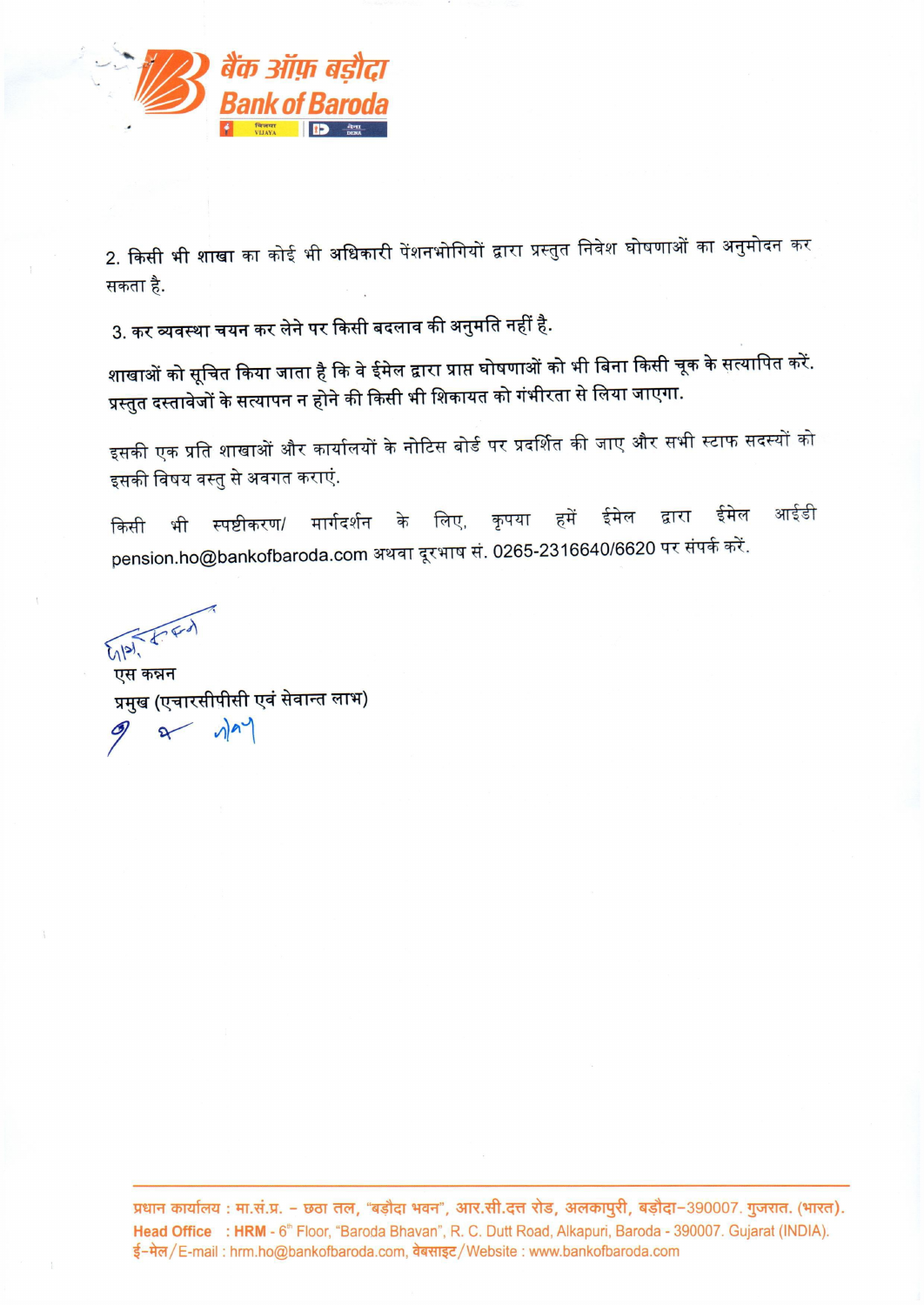2. किसी भी शाखा का कोई भी अधिकारी पेंशनभोगियों द्वारा प्रस्तुत निवेश घोषणाओं का अनुमोदन कर सकता है.

3. कर व्यवस्था चयन कर लेने पर किसी बदलाव की अनुमति नहीं है.

शाखाओं को सूचित किया जाता है कि वे ईमेल द्वारा प्राप्त घोषणाओं को भी बिना किसी चूक के सत्यापित करें. प्रस्तुत दस्तावेजों के सत्यापन न होने की किसी भी शिकायत को गंभीरता से लिया जाएगा.

इसकी एक प्रति शाखाओं और कार्यालयों के नोटिस बोर्ड पर प्रदर्शित की जाए और सभी स्टाफ सदस्यों को इसकी विषय वस्तु से अवगत कराएं.

किसी भी स्पष्टीकरण/ मार्गदर्शन के लिए, कृपया हमें ईमेल द्वारा ईमेल आईडी pension.ho@bankofbaroda.com अथवा दूरभाष सं. 0265-2316640/6620 पर संपर्क करें.

एस कन्नन
प्रमुख (एचारसीपीसी एवं सेवान्त लाभ)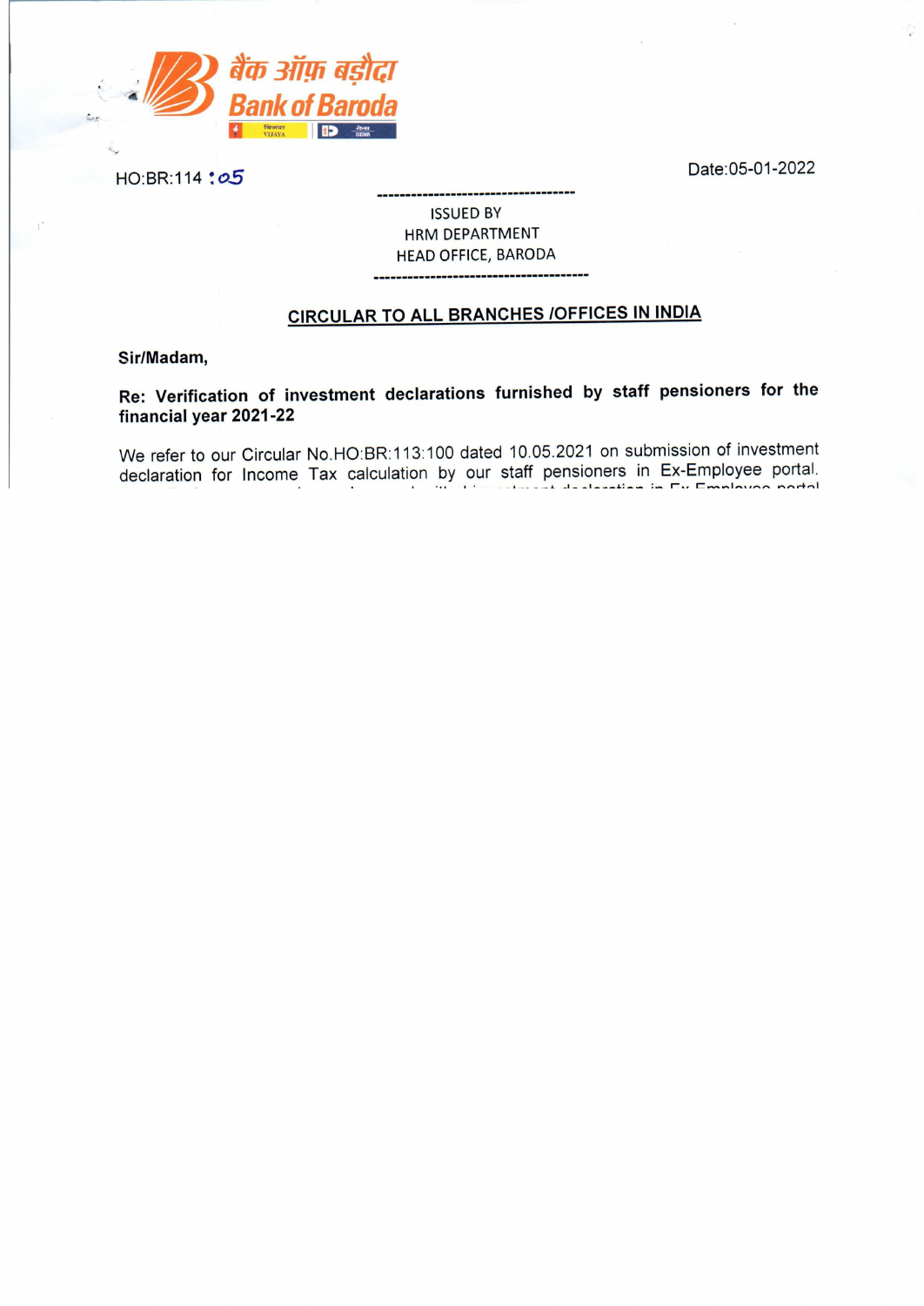बैंक ऑफ़ बड़ौदा
Bank of Baroda

HO:BR:114 :05

Date:05-01-2022

ISSUED BY
HRM DEPARTMENT
HEAD OFFICE, BARODA

## CIRCULAR TO ALL BRANCHES /OFFICES IN INDIA

**Sir/Madam,**

**Re: Verification of investment declarations furnished by staff pensioners for the financial year 2021-22**

We refer to our Circular No.HO:BR:113:100 dated 10.05.2021 on submission of investment declaration for Income Tax calculation by our staff pensioners in Ex-Employee portal.